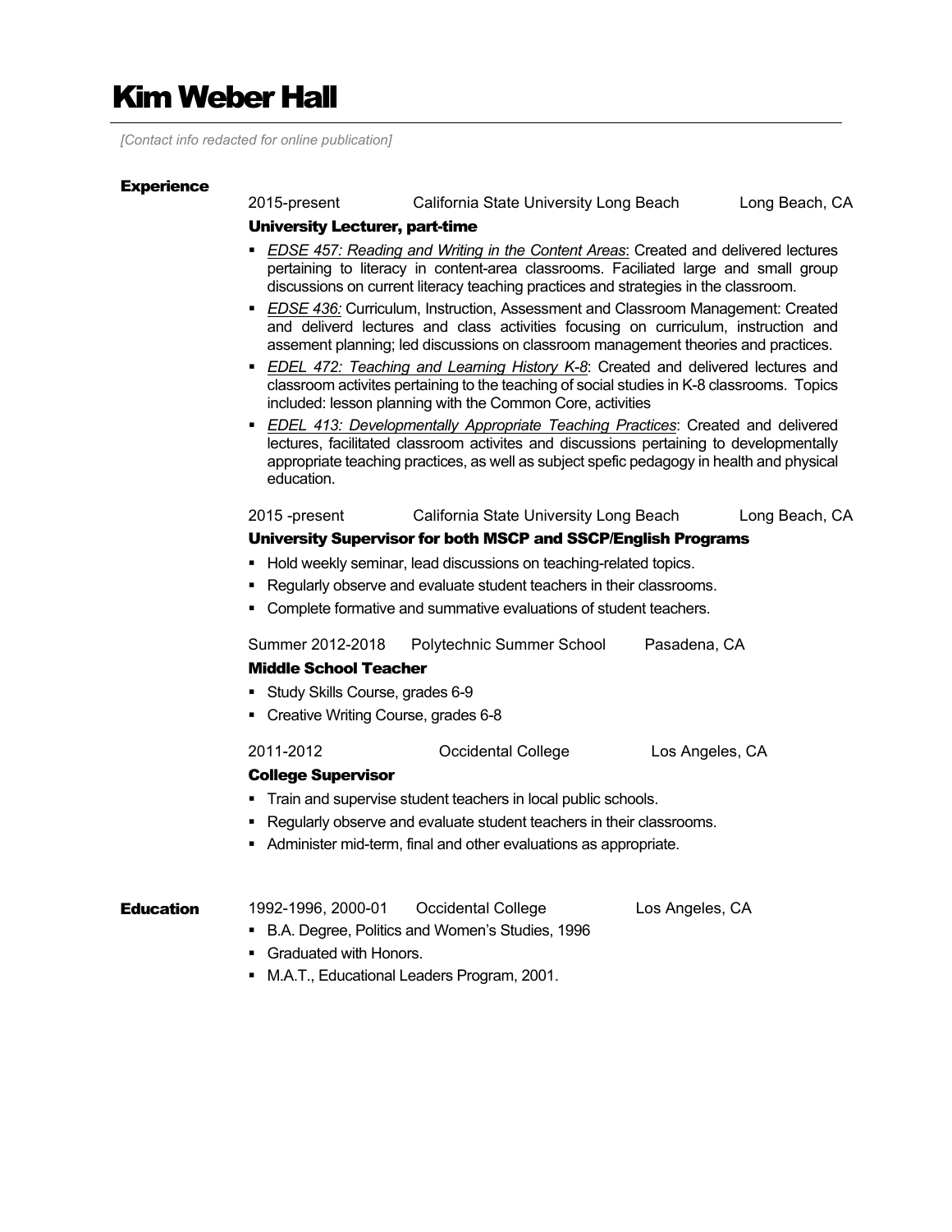# Kim Weber Hall

*[Contact info redacted for online publication]*

## Experience

2015-present California State University Long Beach Long Beach, CA

**University Lecturer, part-time**

- *EDSE 457: Reading and Writing in the Content Areas*: Created and delivered lectures pertaining to literacy in content-area classrooms. Faciliated large and small group discussions on current literacy teaching practices and strategies in the classroom.
- *EDSE 436:* Curriculum, Instruction, Assessment and Classroom Management: Created and deliverd lectures and class activities focusing on curriculum, instruction and assement planning; led discussions on classroom management theories and practices.
- *EDEL 472: Teaching and Learning History K-8*: Created and delivered lectures and classroom activites pertaining to the teaching of social studies in K-8 classrooms. Topics included: lesson planning with the Common Core, activities
- *EDEL 413: Developmentally Appropriate Teaching Practices*: Created and delivered lectures, facilitated classroom activites and discussions pertaining to developmentally appropriate teaching practices, as well as subject spefic pedagogy in health and physical education.

2015 -present California State University Long Beach Long Beach, CA

**University Supervisor for both MSCP and SSCP/English Programs**

- Hold weekly seminar, lead discussions on teaching-related topics.
- Regularly observe and evaluate student teachers in their classrooms.
- Complete formative and summative evaluations of student teachers.

Summer 2012-2018 Polytechnic Summer School Pasadena, CA

**Middle School Teacher**

- Study Skills Course, grades 6-9
- Creative Writing Course, grades 6-8

2011-2012 Occidental College Los Angeles, CA

**College Supervisor**

- Train and supervise student teachers in local public schools.
- Regularly observe and evaluate student teachers in their classrooms.
- Administer mid-term, final and other evaluations as appropriate.

## Education

1992-1996, 2000-01 Occidental College Los Angeles, CA

- B.A. Degree, Politics and Women's Studies, 1996
- Graduated with Honors.
- M.A.T., Educational Leaders Program, 2001.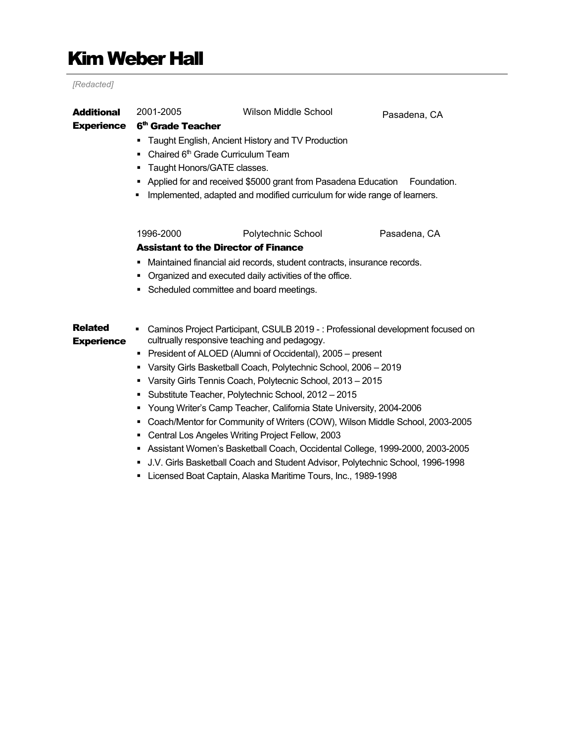# Kim Weber Hall

*[Redacted]*

## Additional Experience

2001-2005 Wilson Middle School Pasadena, CA

**6th Grade Teacher**

- Taught English, Ancient History and TV Production
- Chaired 6th Grade Curriculum Team
- Taught Honors/GATE classes.
- Applied for and received $5000 grant from Pasadena Education Foundation.
- Implemented, adapted and modified curriculum for wide range of learners.

1996-2000 Polytechnic School Pasadena, CA

**Assistant to the Director of Finance**

- Maintained financial aid records, student contracts, insurance records.
- Organized and executed daily activities of the office.
- Scheduled committee and board meetings.

## Related Experience

- Caminos Project Participant, CSULB 2019 - : Professional development focused on cultrually responsive teaching and pedagogy.
- President of ALOED (Alumni of Occidental), 2005 – present
- Varsity Girls Basketball Coach, Polytechnic School, 2006 – 2019
- Varsity Girls Tennis Coach, Polytecnic School, 2013 – 2015
- Substitute Teacher, Polytechnic School, 2012 – 2015
- Young Writer's Camp Teacher, California State University, 2004-2006
- Coach/Mentor for Community of Writers (COW), Wilson Middle School, 2003-2005
- Central Los Angeles Writing Project Fellow, 2003
- Assistant Women's Basketball Coach, Occidental College, 1999-2000, 2003-2005
- J.V. Girls Basketball Coach and Student Advisor, Polytechnic School, 1996-1998
- Licensed Boat Captain, Alaska Maritime Tours, Inc., 1989-1998